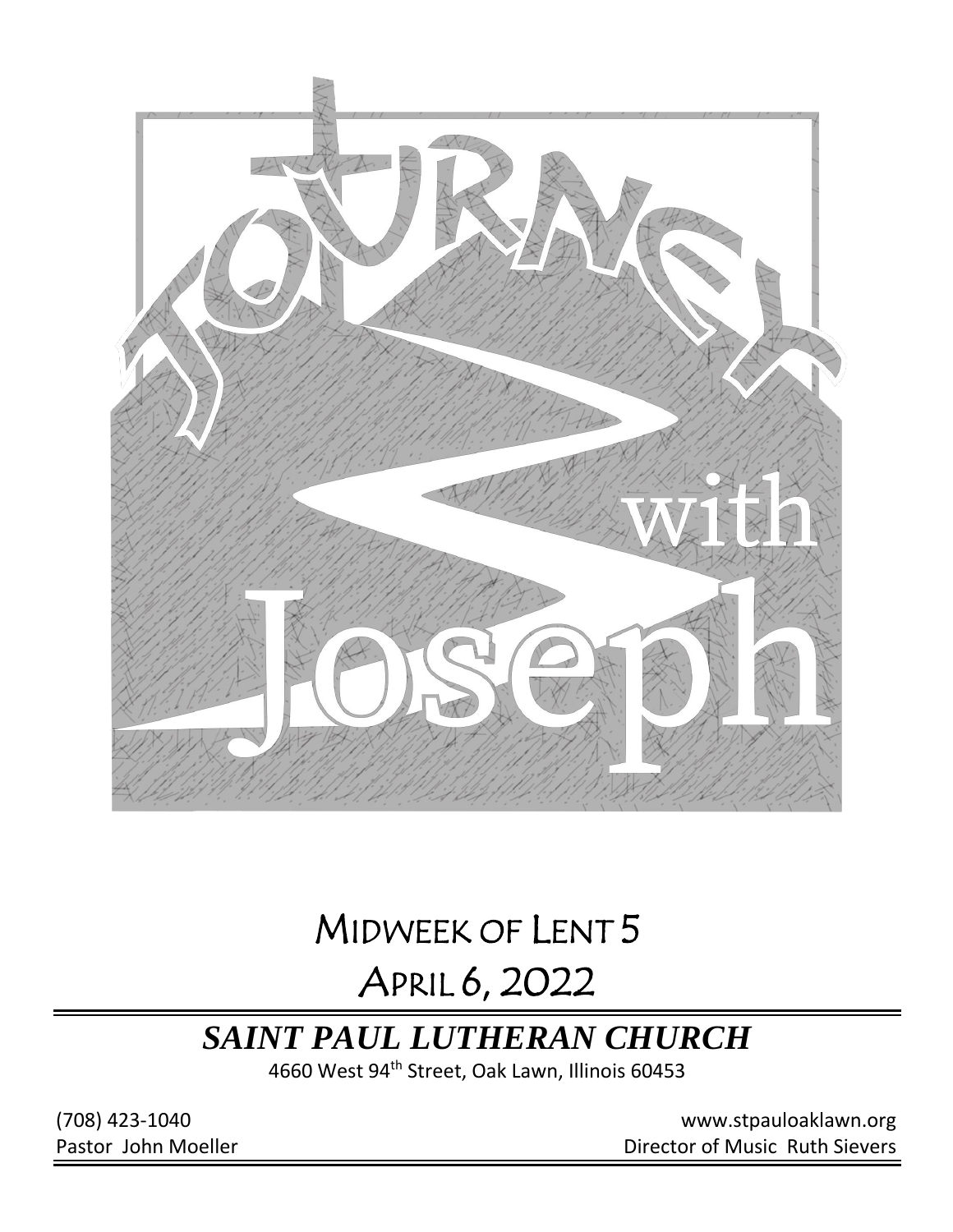# Journey with Joseph

## Midweek of Lent 5

## April 6, 2022

### *SAINT PAUL LUTHERAN CHURCH*

4660 West 94th Street, Oak Lawn, Illinois 60453

(708) 423-1040

www.stpauloaklawn.org

Pastor John Moeller

Director of Music Ruth Sievers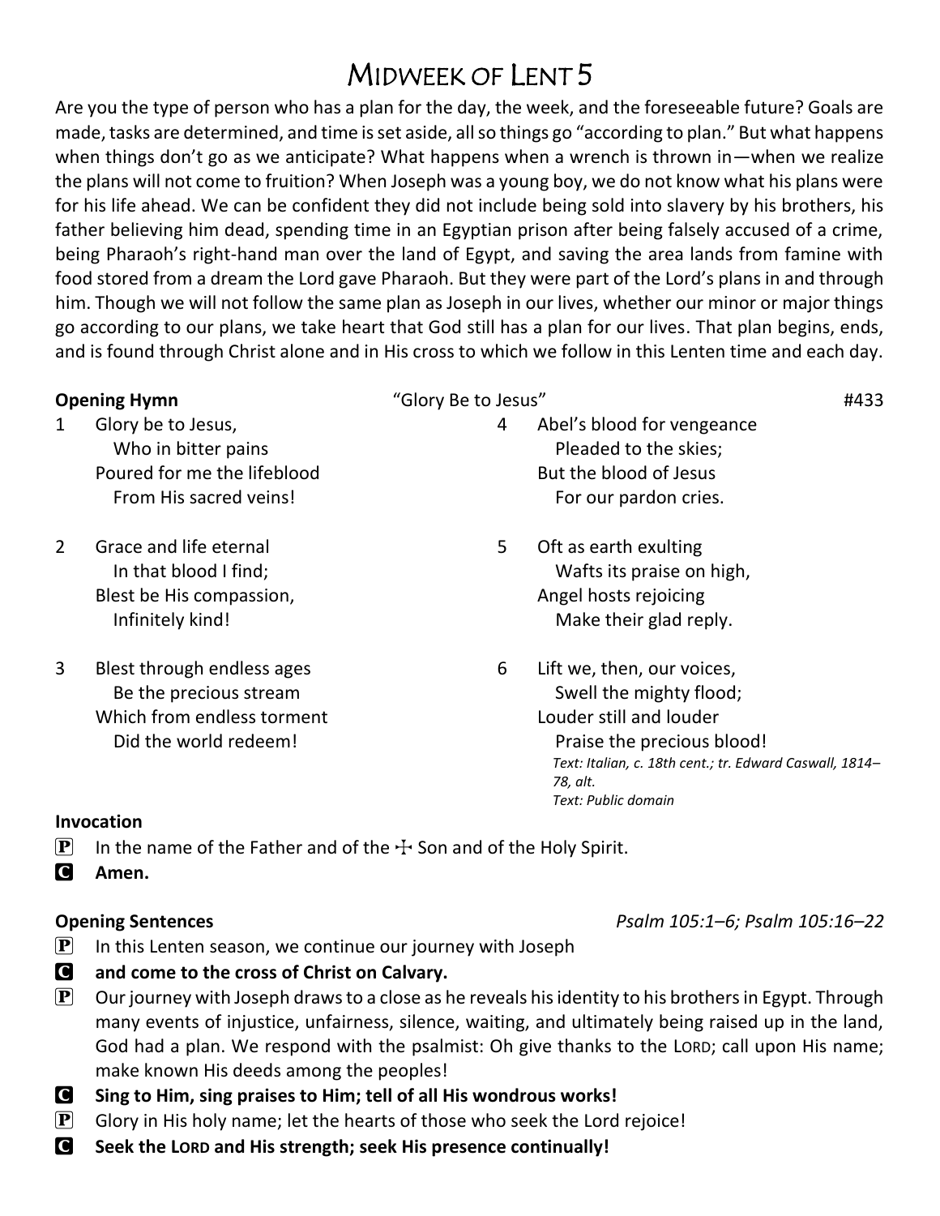# Midweek of Lent 5

Are you the type of person who has a plan for the day, the week, and the foreseeable future? Goals are made, tasks are determined, and time is set aside, all so things go "according to plan." But what happens when things don't go as we anticipate? What happens when a wrench is thrown in—when we realize the plans will not come to fruition? When Joseph was a young boy, we do not know what his plans were for his life ahead. We can be confident they did not include being sold into slavery by his brothers, his father believing him dead, spending time in an Egyptian prison after being falsely accused of a crime, being Pharaoh's right-hand man over the land of Egypt, and saving the area lands from famine with food stored from a dream the Lord gave Pharaoh. But they were part of the Lord's plans in and through him. Though we will not follow the same plan as Joseph in our lives, whether our minor or major things go according to our plans, we take heart that God still has a plan for our lives. That plan begins, ends, and is found through Christ alone and in His cross to which we follow in this Lenten time and each day.

**Opening Hymn** "Glory Be to Jesus" #433

1 Glory be to Jesus,
  Who in bitter pains
 Poured for me the lifeblood
  From His sacred veins!

2 Grace and life eternal
  In that blood I find;
 Blest be His compassion,
  Infinitely kind!

3 Blest through endless ages
  Be the precious stream
 Which from endless torment
  Did the world redeem!

4 Abel's blood for vengeance
  Pleaded to the skies;
 But the blood of Jesus
  For our pardon cries.

5 Oft as earth exulting
  Wafts its praise on high,
 Angel hosts rejoicing
  Make their glad reply.

6 Lift we, then, our voices,
  Swell the mighty flood;
 Louder still and louder
  Praise the precious blood!

*Text: Italian, c. 18th cent.; tr. Edward Caswall, 1814–78, alt.*
*Text: Public domain*

**Invocation**

P In the name of the Father and of the ☩ Son and of the Holy Spirit.

C **Amen.**

**Opening Sentences** *Psalm 105:1–6; Psalm 105:16–22*

P In this Lenten season, we continue our journey with Joseph

C **and come to the cross of Christ on Calvary.**

P Our journey with Joseph draws to a close as he reveals his identity to his brothers in Egypt. Through many events of injustice, unfairness, silence, waiting, and ultimately being raised up in the land, God had a plan. We respond with the psalmist: Oh give thanks to the LORD; call upon His name; make known His deeds among the peoples!

C **Sing to Him, sing praises to Him; tell of all His wondrous works!**

P Glory in His holy name; let the hearts of those who seek the Lord rejoice!

C **Seek the LORD and His strength; seek His presence continually!**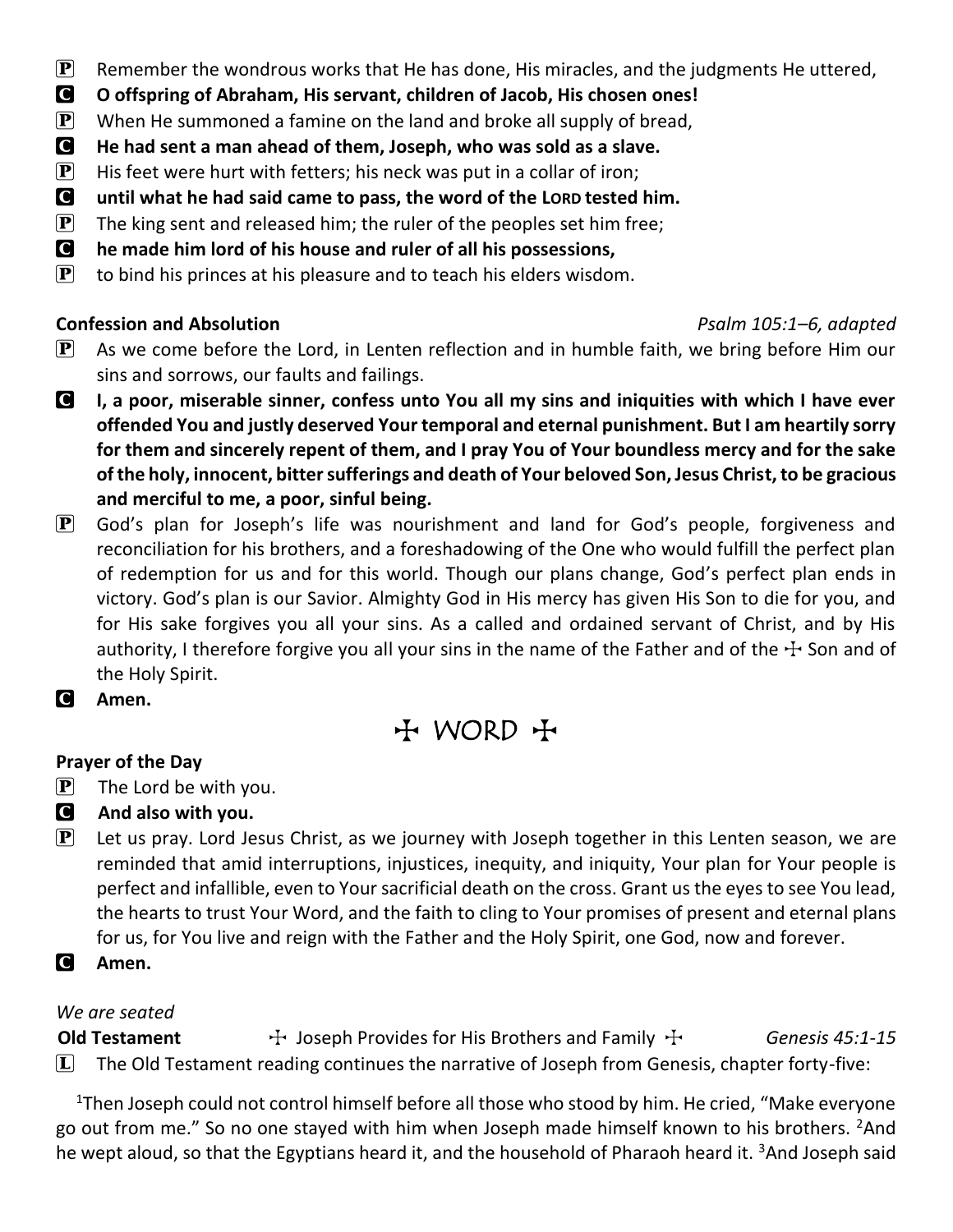**P** Remember the wondrous works that He has done, His miracles, and the judgments He uttered,

**C** **O offspring of Abraham, His servant, children of Jacob, His chosen ones!**

**P** When He summoned a famine on the land and broke all supply of bread,

**C** **He had sent a man ahead of them, Joseph, who was sold as a slave.**

**P** His feet were hurt with fetters; his neck was put in a collar of iron;

**C** **until what he had said came to pass, the word of the LORD tested him.**

**P** The king sent and released him; the ruler of the peoples set him free;

**C** **he made him lord of his house and ruler of all his possessions,**

**P** to bind his princes at his pleasure and to teach his elders wisdom.

**Confession and Absolution** *Psalm 105:1–6, adapted*

**P** As we come before the Lord, in Lenten reflection and in humble faith, we bring before Him our sins and sorrows, our faults and failings.

**C** **I, a poor, miserable sinner, confess unto You all my sins and iniquities with which I have ever offended You and justly deserved Your temporal and eternal punishment. But I am heartily sorry for them and sincerely repent of them, and I pray You of Your boundless mercy and for the sake of the holy, innocent, bitter sufferings and death of Your beloved Son, Jesus Christ, to be gracious and merciful to me, a poor, sinful being.**

**P** God's plan for Joseph's life was nourishment and land for God's people, forgiveness and reconciliation for his brothers, and a foreshadowing of the One who would fulfill the perfect plan of redemption for us and for this world. Though our plans change, God's perfect plan ends in victory. God's plan is our Savior. Almighty God in His mercy has given His Son to die for you, and for His sake forgives you all your sins. As a called and ordained servant of Christ, and by His authority, I therefore forgive you all your sins in the name of the Father and of the ☩ Son and of the Holy Spirit.

**C** **Amen.**

# ☩ WORD ☩

**Prayer of the Day**

**P** The Lord be with you.

**C** **And also with you.**

**P** Let us pray. Lord Jesus Christ, as we journey with Joseph together in this Lenten season, we are reminded that amid interruptions, injustices, inequity, and iniquity, Your plan for Your people is perfect and infallible, even to Your sacrificial death on the cross. Grant us the eyes to see You lead, the hearts to trust Your Word, and the faith to cling to Your promises of present and eternal plans for us, for You live and reign with the Father and the Holy Spirit, one God, now and forever.

**C** **Amen.**

*We are seated*

**Old Testament** ☩ Joseph Provides for His Brothers and Family ☩ *Genesis 45:1-15*

**L** The Old Testament reading continues the narrative of Joseph from Genesis, chapter forty-five:

[1]Then Joseph could not control himself before all those who stood by him. He cried, "Make everyone go out from me." So no one stayed with him when Joseph made himself known to his brothers. [2]And he wept aloud, so that the Egyptians heard it, and the household of Pharaoh heard it. [3]And Joseph said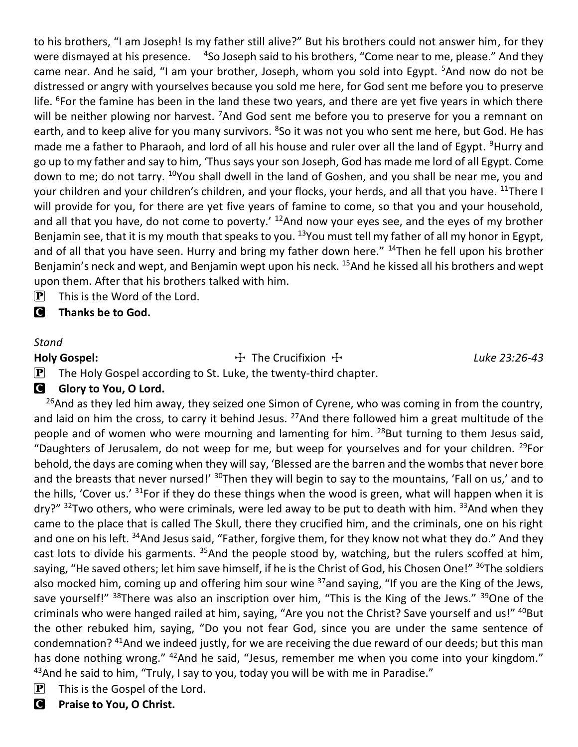to his brothers, "I am Joseph! Is my father still alive?" But his brothers could not answer him, for they were dismayed at his presence. [4]So Joseph said to his brothers, "Come near to me, please." And they came near. And he said, "I am your brother, Joseph, whom you sold into Egypt. [5]And now do not be distressed or angry with yourselves because you sold me here, for God sent me before you to preserve life. [6]For the famine has been in the land these two years, and there are yet five years in which there will be neither plowing nor harvest. [7]And God sent me before you to preserve for you a remnant on earth, and to keep alive for you many survivors. [8]So it was not you who sent me here, but God. He has made me a father to Pharaoh, and lord of all his house and ruler over all the land of Egypt. [9]Hurry and go up to my father and say to him, 'Thus says your son Joseph, God has made me lord of all Egypt. Come down to me; do not tarry. [10]You shall dwell in the land of Goshen, and you shall be near me, you and your children and your children's children, and your flocks, your herds, and all that you have. [11]There I will provide for you, for there are yet five years of famine to come, so that you and your household, and all that you have, do not come to poverty.' [12]And now your eyes see, and the eyes of my brother Benjamin see, that it is my mouth that speaks to you. [13]You must tell my father of all my honor in Egypt, and of all that you have seen. Hurry and bring my father down here." [14]Then he fell upon his brother Benjamin's neck and wept, and Benjamin wept upon his neck. [15]And he kissed all his brothers and wept upon them. After that his brothers talked with him.

P This is the Word of the Lord.

C **Thanks be to God.**

*Stand*

**Holy Gospel:** ☩ The Crucifixion ☩ *Luke 23:26-43*

P The Holy Gospel according to St. Luke, the twenty-third chapter.

C **Glory to You, O Lord.**

[26]And as they led him away, they seized one Simon of Cyrene, who was coming in from the country, and laid on him the cross, to carry it behind Jesus. [27]And there followed him a great multitude of the people and of women who were mourning and lamenting for him. [28]But turning to them Jesus said, "Daughters of Jerusalem, do not weep for me, but weep for yourselves and for your children. [29]For behold, the days are coming when they will say, 'Blessed are the barren and the wombs that never bore and the breasts that never nursed!' [30]Then they will begin to say to the mountains, 'Fall on us,' and to the hills, 'Cover us.' [31]For if they do these things when the wood is green, what will happen when it is dry?" [32]Two others, who were criminals, were led away to be put to death with him. [33]And when they came to the place that is called The Skull, there they crucified him, and the criminals, one on his right and one on his left. [34]And Jesus said, "Father, forgive them, for they know not what they do." And they cast lots to divide his garments. [35]And the people stood by, watching, but the rulers scoffed at him, saying, "He saved others; let him save himself, if he is the Christ of God, his Chosen One!" [36]The soldiers also mocked him, coming up and offering him sour wine [37]and saying, "If you are the King of the Jews, save yourself!" [38]There was also an inscription over him, "This is the King of the Jews." [39]One of the criminals who were hanged railed at him, saying, "Are you not the Christ? Save yourself and us!" [40]But the other rebuked him, saying, "Do you not fear God, since you are under the same sentence of condemnation? [41]And we indeed justly, for we are receiving the due reward of our deeds; but this man has done nothing wrong." [42]And he said, "Jesus, remember me when you come into your kingdom." [43]And he said to him, "Truly, I say to you, today you will be with me in Paradise."

P This is the Gospel of the Lord.

C **Praise to You, O Christ.**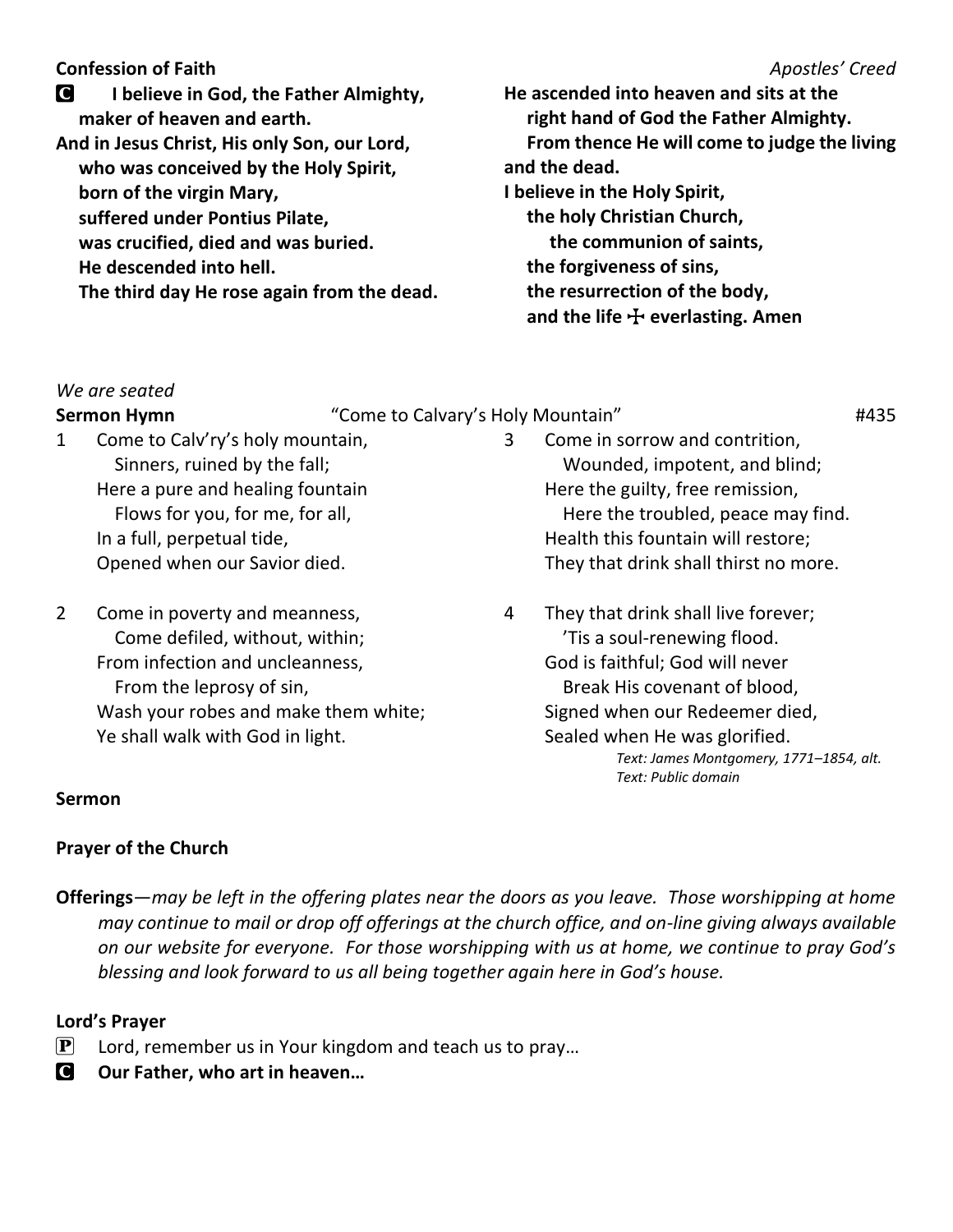**Confession of Faith** *Apostles' Creed*

**C I believe in God, the Father Almighty,**
**maker of heaven and earth.**
**And in Jesus Christ, His only Son, our Lord,**
**who was conceived by the Holy Spirit,**
**born of the virgin Mary,**
**suffered under Pontius Pilate,**
**was crucified, died and was buried.**
**He descended into hell.**
**The third day He rose again from the dead.**
**He ascended into heaven and sits at the**
**right hand of God the Father Almighty.**
**From thence He will come to judge the living and the dead.**
**I believe in the Holy Spirit,**
**the holy Christian Church,**
**the communion of saints,**
**the forgiveness of sins,**
**the resurrection of the body,**
**and the life ☩ everlasting. Amen**

*We are seated*

**Sermon Hymn** "Come to Calvary's Holy Mountain" #435

1 Come to Calv'ry's holy mountain,
Sinners, ruined by the fall;
Here a pure and healing fountain
Flows for you, for me, for all,
In a full, perpetual tide,
Opened when our Savior died.

2 Come in poverty and meanness,
Come defiled, without, within;
From infection and uncleanness,
From the leprosy of sin,
Wash your robes and make them white;
Ye shall walk with God in light.

3 Come in sorrow and contrition,
Wounded, impotent, and blind;
Here the guilty, free remission,
Here the troubled, peace may find.
Health this fountain will restore;
They that drink shall thirst no more.

4 They that drink shall live forever;
'Tis a soul-renewing flood.
God is faithful; God will never
Break His covenant of blood,
Signed when our Redeemer died,
Sealed when He was glorified.

*Text: James Montgomery, 1771–1854, alt.*
*Text: Public domain*

**Sermon**

**Prayer of the Church**

**Offerings**—*may be left in the offering plates near the doors as you leave. Those worshipping at home may continue to mail or drop off offerings at the church office, and on-line giving always available on our website for everyone. For those worshipping with us at home, we continue to pray God's blessing and look forward to us all being together again here in God's house.*

**Lord's Prayer**

P Lord, remember us in Your kingdom and teach us to pray…

C **Our Father, who art in heaven…**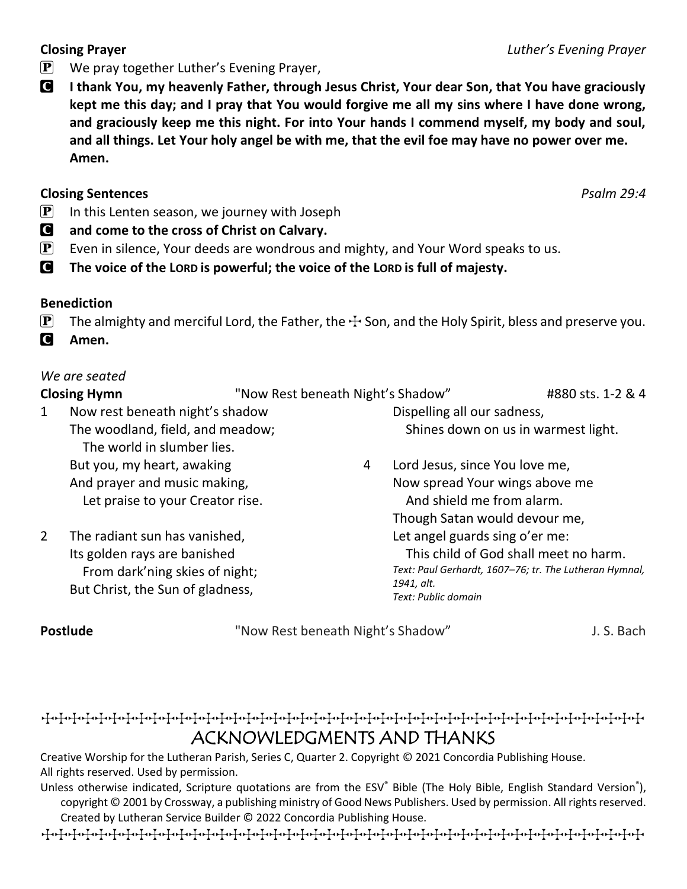**Closing Prayer** *Luther's Evening Prayer*

P We pray together Luther's Evening Prayer,

C **I thank You, my heavenly Father, through Jesus Christ, Your dear Son, that You have graciously kept me this day; and I pray that You would forgive me all my sins where I have done wrong, and graciously keep me this night. For into Your hands I commend myself, my body and soul, and all things. Let Your holy angel be with me, that the evil foe may have no power over me. Amen.**

**Closing Sentences** *Psalm 29:4*

P In this Lenten season, we journey with Joseph

C **and come to the cross of Christ on Calvary.**

P Even in silence, Your deeds are wondrous and mighty, and Your Word speaks to us.

C **The voice of the LORD is powerful; the voice of the LORD is full of majesty.**

**Benediction**

P The almighty and merciful Lord, the Father, the ☩ Son, and the Holy Spirit, bless and preserve you.

C **Amen.**

*We are seated*

**Closing Hymn** "Now Rest beneath Night's Shadow" #880 sts. 1-2 & 4

1 Now rest beneath night's shadow
The woodland, field, and meadow;
The world in slumber lies.
But you, my heart, awaking
And prayer and music making,
Let praise to your Creator rise.

2 The radiant sun has vanished,
Its golden rays are banished
From dark'ning skies of night;
But Christ, the Sun of gladness,
Dispelling all our sadness,
Shines down on us in warmest light.

4 Lord Jesus, since You love me,
Now spread Your wings above me
And shield me from alarm.
Though Satan would devour me,
Let angel guards sing o'er me:
This child of God shall meet no harm.

*Text: Paul Gerhardt, 1607–76; tr. The Lutheran Hymnal, 1941, alt.*
*Text: Public domain*

**Postlude** "Now Rest beneath Night's Shadow" J. S. Bach

## ACKNOWLEDGMENTS AND THANKS

Creative Worship for the Lutheran Parish, Series C, Quarter 2. Copyright © 2021 Concordia Publishing House. All rights reserved. Used by permission.

Unless otherwise indicated, Scripture quotations are from the ESV® Bible (The Holy Bible, English Standard Version®), copyright © 2001 by Crossway, a publishing ministry of Good News Publishers. Used by permission. All rights reserved. Created by Lutheran Service Builder © 2022 Concordia Publishing House.